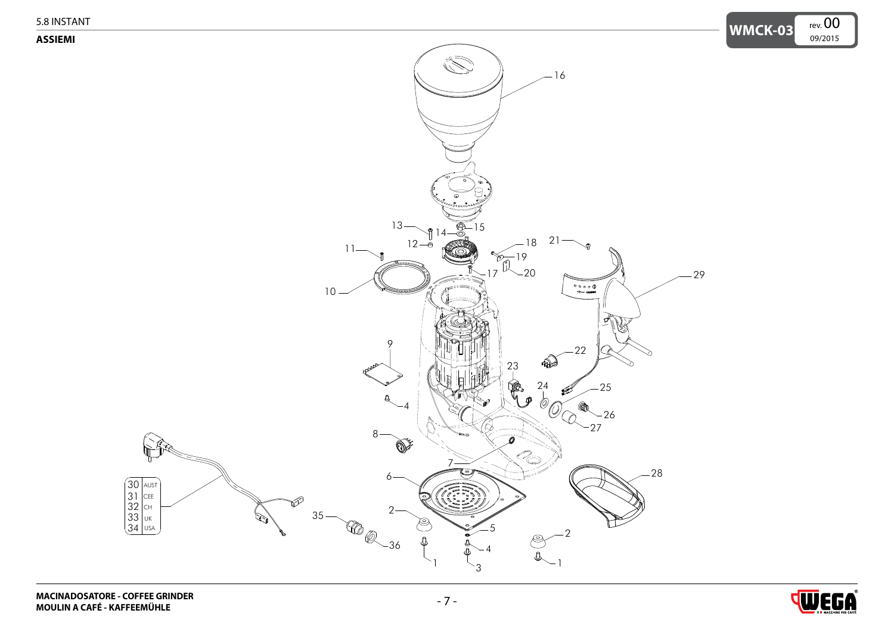5.8 INSTANT

**ASSIEMI**

| | |
|---|---|
| 30 | AUST |
| 31 | CEE |
| 32 | CH |
| 33 | UK |
| 34 | USA |

**MACINADOSATORE - COFFEE GRINDER**
**MOULIN A CAFÉ - KAFFEEMÜHLE**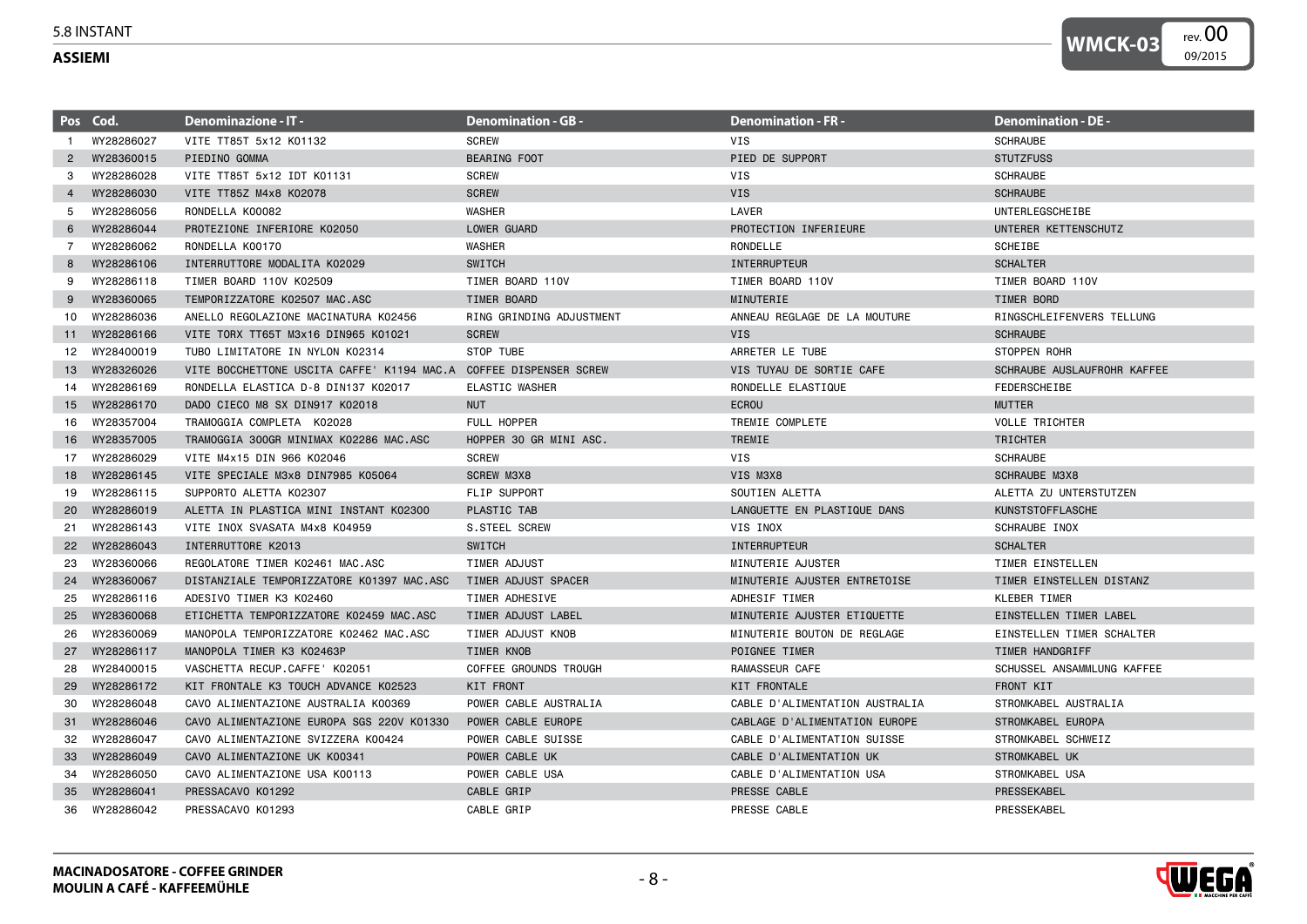| Pos | Cod. | Denominazione - IT - | Denomination - GB - | Denomination - FR - | Denomination - DE - |
|---|---|---|---|---|---|
| 1 | WY28286027 | VITE TT85T 5x12 K01132 | SCREW | VIS | SCHRAUBE |
| 2 | WY28360015 | PIEDINO GOMMA | BEARING FOOT | PIED DE SUPPORT | STUTZFUSS |
| 3 | WY28286028 | VITE TT85T 5x12 IDT K01131 | SCREW | VIS | SCHRAUBE |
| 4 | WY28286030 | VITE TT85Z M4x8 K02078 | SCREW | VIS | SCHRAUBE |
| 5 | WY28286056 | RONDELLA K00082 | WASHER | LAVER | UNTERLEGSCHEIBE |
| 6 | WY28286044 | PROTEZIONE INFERIORE K02050 | LOWER GUARD | PROTECTION INFERIEURE | UNTERER KETTENSCHUTZ |
| 7 | WY28286062 | RONDELLA K00170 | WASHER | RONDELLE | SCHEIBE |
| 8 | WY28286106 | INTERRUTTORE MODALITA K02029 | SWITCH | INTERRUPTEUR | SCHALTER |
| 9 | WY28286118 | TIMER BOARD 110V K02509 | TIMER BOARD 110V | TIMER BOARD 110V | TIMER BOARD 110V |
| 9 | WY28360065 | TEMPORIZZATORE K02507 MAC.ASC | TIMER BOARD | MINUTERIE | TIMER BORD |
| 10 | WY28286036 | ANELLO REGOLAZIONE MACINATURA K02456 | RING GRINDING ADJUSTMENT | ANNEAU REGLAGE DE LA MOUTURE | RINGSCHLEIFENVERS TELLUNG |
| 11 | WY28286166 | VITE TORX TT65T M3x16 DIN965 K01021 | SCREW | VIS | SCHRAUBE |
| 12 | WY28400019 | TUBO LIMITATORE IN NYLON K02314 | STOP TUBE | ARRETER LE TUBE | STOPPEN ROHR |
| 13 | WY28326026 | VITE BOCCHETTONE USCITA CAFFE' K1194 MAC.A | COFFEE DISPENSER SCREW | VIS TUYAU DE SORTIE CAFE | SCHRAUBE AUSLAUFROHR KAFFEE |
| 14 | WY28286169 | RONDELLA ELASTICA D-8 DIN137 K02017 | ELASTIC WASHER | RONDELLE ELASTIQUE | FEDERSCHEIBE |
| 15 | WY28286170 | DADO CIECO M8 SX DIN917 K02018 | NUT | ECROU | MUTTER |
| 16 | WY28357004 | TRAMOGGIA COMPLETA K02028 | FULL HOPPER | TREMIE COMPLETE | VOLLE TRICHTER |
| 16 | WY28357005 | TRAMOGGIA 300GR MINIMAX K02286 MAC.ASC | HOPPER 30 GR MINI ASC. | TREMIE | TRICHTER |
| 17 | WY28286029 | VITE M4x15 DIN 966 K02046 | SCREW | VIS | SCHRAUBE |
| 18 | WY28286145 | VITE SPECIALE M3x8 DIN7985 K05064 | SCREW M3X8 | VIS M3X8 | SCHRAUBE M3X8 |
| 19 | WY28286115 | SUPPORTO ALETTA K02307 | FLIP SUPPORT | SOUTIEN ALETTA | ALETTA ZU UNTERSTUTZEN |
| 20 | WY28286019 | ALETTA IN PLASTICA MINI INSTANT K02300 | PLASTIC TAB | LANGUETTE EN PLASTIQUE DANS | KUNSTSTOFFLASCHE |
| 21 | WY28286143 | VITE INOX SVASATA M4x8 K04959 | S.STEEL SCREW | VIS INOX | SCHRAUBE INOX |
| 22 | WY28286043 | INTERRUTTORE K2013 | SWITCH | INTERRUPTEUR | SCHALTER |
| 23 | WY28360066 | REGOLATORE TIMER K02461 MAC.ASC | TIMER ADJUST | MINUTERIE AJUSTER | TIMER EINSTELLEN |
| 24 | WY28360067 | DISTANZIALE TEMPORIZZATORE K01397 MAC.ASC | TIMER ADJUST SPACER | MINUTERIE AJUSTER ENTRETOISE | TIMER EINSTELLEN DISTANZ |
| 25 | WY28286116 | ADESIVO TIMER K3 K02460 | TIMER ADHESIVE | ADHESIF TIMER | KLEBER TIMER |
| 25 | WY28360068 | ETICHETTA TEMPORIZZATORE K02459 MAC.ASC | TIMER ADJUST LABEL | MINUTERIE AJUSTER ETIQUETTE | EINSTELLEN TIMER LABEL |
| 26 | WY28360069 | MANOPOLA TEMPORIZZATORE K02462 MAC.ASC | TIMER ADJUST KNOB | MINUTERIE BOUTON DE REGLAGE | EINSTELLEN TIMER SCHALTER |
| 27 | WY28286117 | MANOPOLA TIMER K3 K02463P | TIMER KNOB | POIGNEE TIMER | TIMER HANDGRIFF |
| 28 | WY28400015 | VASCHETTA RECUP.CAFFE' K02051 | COFFEE GROUNDS TROUGH | RAMASSEUR CAFE | SCHUSSEL ANSAMMLUNG KAFFEE |
| 29 | WY28286172 | KIT FRONTALE K3 TOUCH ADVANCE K02523 | KIT FRONT | KIT FRONTALE | FRONT KIT |
| 30 | WY28286048 | CAVO ALIMENTAZIONE AUSTRALIA K00369 | POWER CABLE AUSTRALIA | CABLE D'ALIMENTATION AUSTRALIA | STROMKABEL AUSTRALIA |
| 31 | WY28286046 | CAVO ALIMENTAZIONE EUROPA SGS 220V K01330 | POWER CABLE EUROPE | CABLAGE D'ALIMENTATION EUROPE | STROMKABEL EUROPA |
| 32 | WY28286047 | CAVO ALIMENTAZIONE SVIZZERA K00424 | POWER CABLE SUISSE | CABLE D'ALIMENTATION SUISSE | STROMKABEL SCHWEIZ |
| 33 | WY28286049 | CAVO ALIMENTAZIONE UK K00341 | POWER CABLE UK | CABLE D'ALIMENTATION UK | STROMKABEL UK |
| 34 | WY28286050 | CAVO ALIMENTAZIONE USA K00113 | POWER CABLE USA | CABLE D'ALIMENTATION USA | STROMKABEL USA |
| 35 | WY28286041 | PRESSACAVO K01292 | CABLE GRIP | PRESSE CABLE | PRESSEKABEL |
| 36 | WY28286042 | PRESSACAVO K01293 | CABLE GRIP | PRESSE CABLE | PRESSEKABEL |